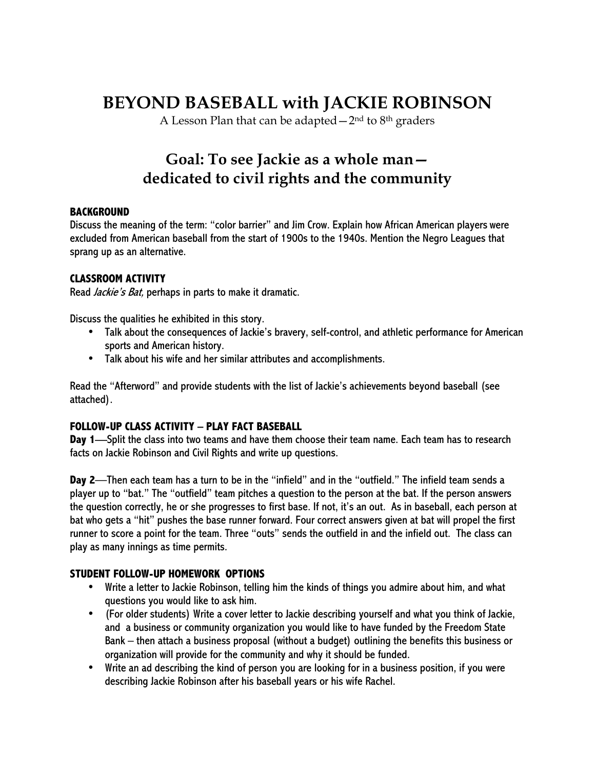# BEYOND BASEBALL with JACKIE ROBINSON

A Lesson Plan that can be adapted—2nd to 8th graders

## Goal: To see Jackie as a whole man— dedicated to civil rights and the community

### BACKGROUND

Discuss the meaning of the term: "color barrier" and Jim Crow. Explain how African American players were excluded from American baseball from the start of 1900s to the 1940s. Mention the Negro Leagues that sprang up as an alternative.

### CLASSROOM ACTIVITY

Read *Jackie's Bat,* perhaps in parts to make it dramatic.

Discuss the qualities he exhibited in this story.

- Talk about the consequences of Jackie's bravery, self-control, and athletic performance for American sports and American history.
- Talk about his wife and her similar attributes and accomplishments.

Read the "Afterword" and provide students with the list of Jackie's achievements beyond baseball (see attached).

### FOLLOW-UP CLASS ACTIVITY – PLAY FACT BASEBALL

**Day 1**—Split the class into two teams and have them choose their team name. Each team has to research facts on Jackie Robinson and Civil Rights and write up questions.

**Day 2**—Then each team has a turn to be in the "infield" and in the "outfield." The infield team sends a player up to "bat." The "outfield" team pitches a question to the person at the bat. If the person answers the question correctly, he or she progresses to first base. If not, it's an out. As in baseball, each person at bat who gets a "hit" pushes the base runner forward. Four correct answers given at bat will propel the first runner to score a point for the team. Three "outs" sends the outfield in and the infield out. The class can play as many innings as time permits.

### STUDENT FOLLOW-UP HOMEWORK OPTIONS

- Write a letter to Jackie Robinson, telling him the kinds of things you admire about him, and what questions you would like to ask him.
- (For older students) Write a cover letter to Jackie describing yourself and what you think of Jackie, and a business or community organization you would like to have funded by the Freedom State Bank – then attach a business proposal (without a budget) outlining the benefits this business or organization will provide for the community and why it should be funded.
- Write an ad describing the kind of person you are looking for in a business position, if you were describing Jackie Robinson after his baseball years or his wife Rachel.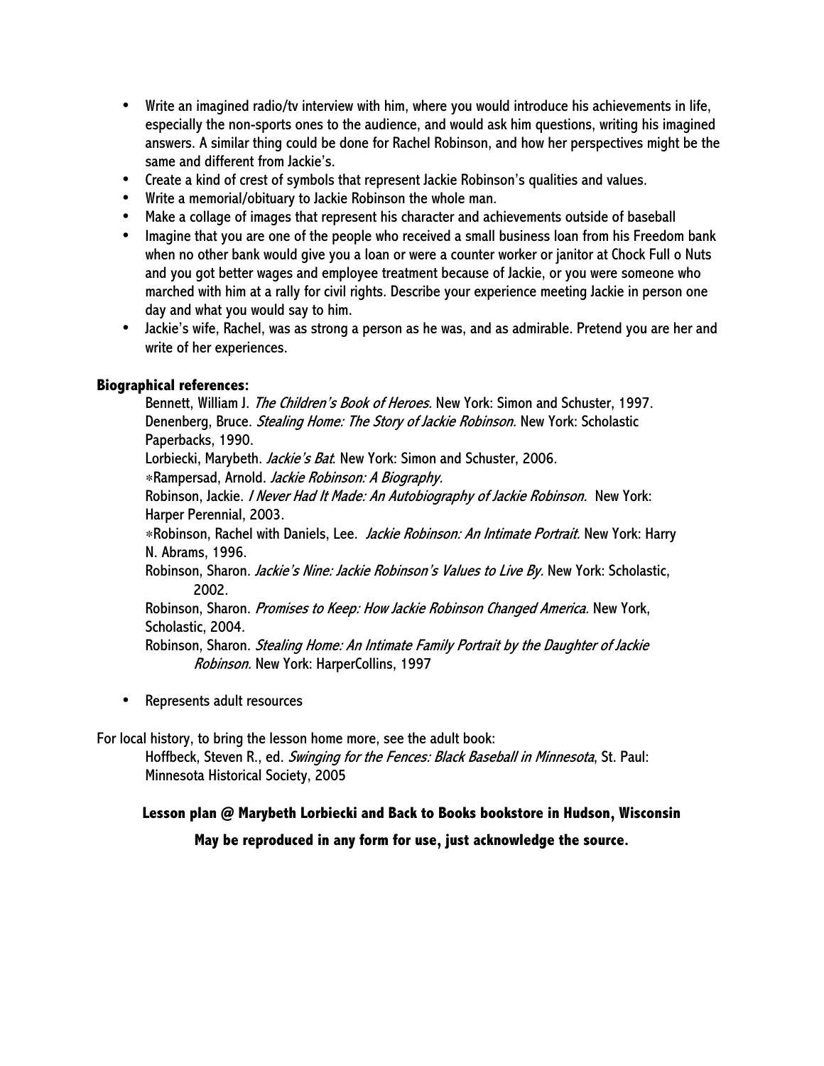- Write an imagined radio/tv interview with him, where you would introduce his achievements in life, especially the non-sports ones to the audience, and would ask him questions, writing his imagined answers. A similar thing could be done for Rachel Robinson, and how her perspectives might be the same and different from Jackie's.
- Create a kind of crest of symbols that represent Jackie Robinson's qualities and values.
- Write a memorial/obituary to Jackie Robinson the whole man.
- Make a collage of images that represent his character and achievements outside of baseball
- Imagine that you are one of the people who received a small business loan from his Freedom bank when no other bank would give you a loan or were a counter worker or janitor at Chock Full o Nuts and you got better wages and employee treatment because of Jackie, or you were someone who marched with him at a rally for civil rights. Describe your experience meeting Jackie in person one day and what you would say to him.
- Jackie's wife, Rachel, was as strong a person as he was, and as admirable. Pretend you are her and write of her experiences.

**Biographical references:**

Bennett, William J. *The Children's Book of Heroes.* New York: Simon and Schuster, 1997.

Denenberg, Bruce. *Stealing Home: The Story of Jackie Robinson.* New York: Scholastic Paperbacks, 1990.

Lorbiecki, Marybeth. *Jackie's Bat*. New York: Simon and Schuster, 2006.

*Rampersad, Arnold. *Jackie Robinson: A Biography.*

Robinson, Jackie. *I Never Had It Made: An Autobiography of Jackie Robinson.* New York: Harper Perennial, 2003.

*Robinson, Rachel with Daniels, Lee. *Jackie Robinson: An Intimate Portrait.* New York: Harry N. Abrams, 1996.

Robinson, Sharon. *Jackie's Nine: Jackie Robinson's Values to Live By.* New York: Scholastic, 2002.

Robinson, Sharon. *Promises to Keep: How Jackie Robinson Changed America.* New York, Scholastic, 2004.

Robinson, Sharon. *Stealing Home: An Intimate Family Portrait by the Daughter of Jackie Robinson.* New York: HarperCollins, 1997

- Represents adult resources

For local history, to bring the lesson home more, see the adult book:

Hoffbeck, Steven R., ed. *Swinging for the Fences: Black Baseball in Minnesota*, St. Paul: Minnesota Historical Society, 2005

**Lesson plan @ Marybeth Lorbiecki and Back to Books bookstore in Hudson, Wisconsin**

**May be reproduced in any form for use, just acknowledge the source.**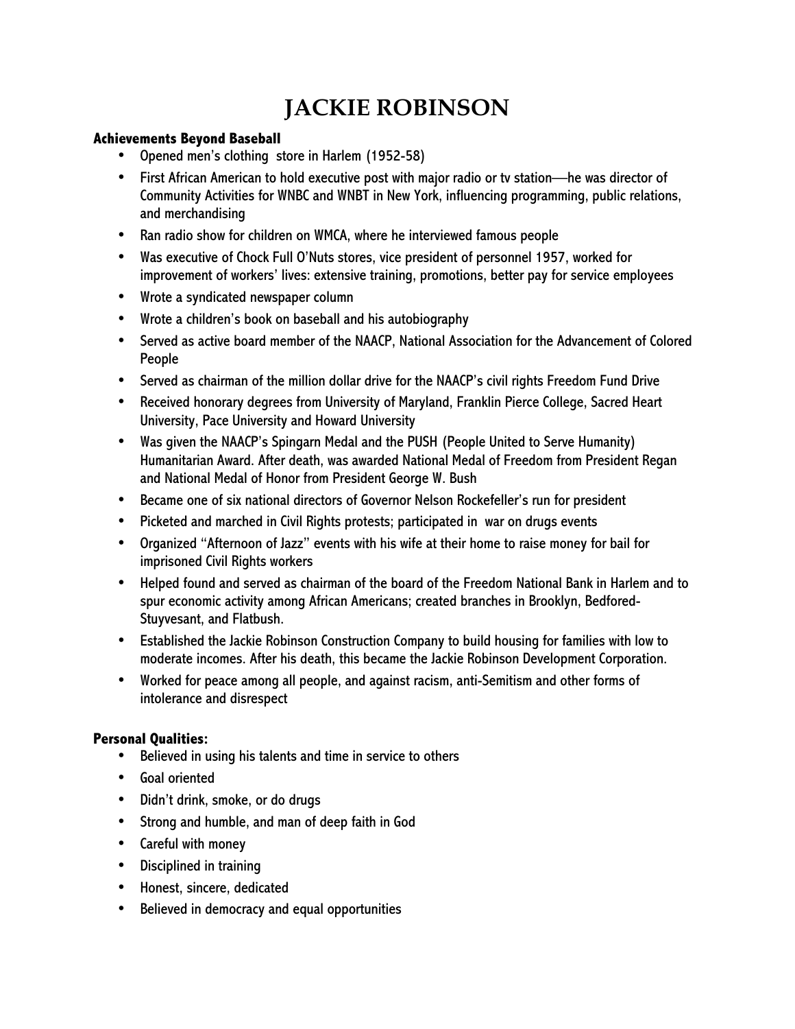# JACKIE ROBINSON

**Achievements Beyond Baseball**

- Opened men's clothing store in Harlem (1952-58)
- First African American to hold executive post with major radio or tv station—he was director of Community Activities for WNBC and WNBT in New York, influencing programming, public relations, and merchandising
- Ran radio show for children on WMCA, where he interviewed famous people
- Was executive of Chock Full O'Nuts stores, vice president of personnel 1957, worked for improvement of workers' lives: extensive training, promotions, better pay for service employees
- Wrote a syndicated newspaper column
- Wrote a children's book on baseball and his autobiography
- Served as active board member of the NAACP, National Association for the Advancement of Colored People
- Served as chairman of the million dollar drive for the NAACP's civil rights Freedom Fund Drive
- Received honorary degrees from University of Maryland, Franklin Pierce College, Sacred Heart University, Pace University and Howard University
- Was given the NAACP's Spingarn Medal and the PUSH (People United to Serve Humanity) Humanitarian Award. After death, was awarded National Medal of Freedom from President Regan and National Medal of Honor from President George W. Bush
- Became one of six national directors of Governor Nelson Rockefeller's run for president
- Picketed and marched in Civil Rights protests; participated in war on drugs events
- Organized "Afternoon of Jazz" events with his wife at their home to raise money for bail for imprisoned Civil Rights workers
- Helped found and served as chairman of the board of the Freedom National Bank in Harlem and to spur economic activity among African Americans; created branches in Brooklyn, Bedfored-Stuyvesant, and Flatbush.
- Established the Jackie Robinson Construction Company to build housing for families with low to moderate incomes. After his death, this became the Jackie Robinson Development Corporation.
- Worked for peace among all people, and against racism, anti-Semitism and other forms of intolerance and disrespect

**Personal Qualities:**

- Believed in using his talents and time in service to others
- Goal oriented
- Didn't drink, smoke, or do drugs
- Strong and humble, and man of deep faith in God
- Careful with money
- Disciplined in training
- Honest, sincere, dedicated
- Believed in democracy and equal opportunities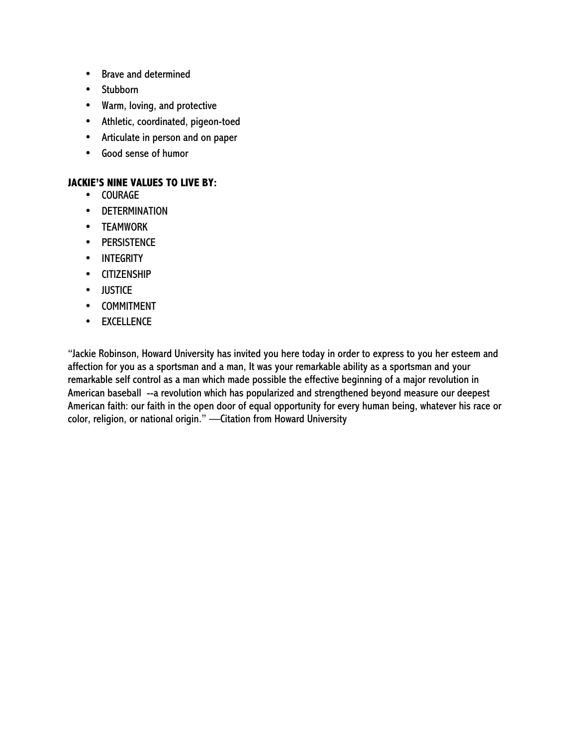- Brave and determined
- Stubborn
- Warm, loving, and protective
- Athletic, coordinated, pigeon-toed
- Articulate in person and on paper
- Good sense of humor

**JACKIE'S NINE VALUES TO LIVE BY:**

- COURAGE
- DETERMINATION
- TEAMWORK
- PERSISTENCE
- INTEGRITY
- CITIZENSHIP
- JUSTICE
- COMMITMENT
- EXCELLENCE

"Jackie Robinson, Howard University has invited you here today in order to express to you her esteem and affection for you as a sportsman and a man, It was your remarkable ability as a sportsman and your remarkable self control as a man which made possible the effective beginning of a major revolution in American baseball --a revolution which has popularized and strengthened beyond measure our deepest American faith: our faith in the open door of equal opportunity for every human being, whatever his race or color, religion, or national origin." —Citation from Howard University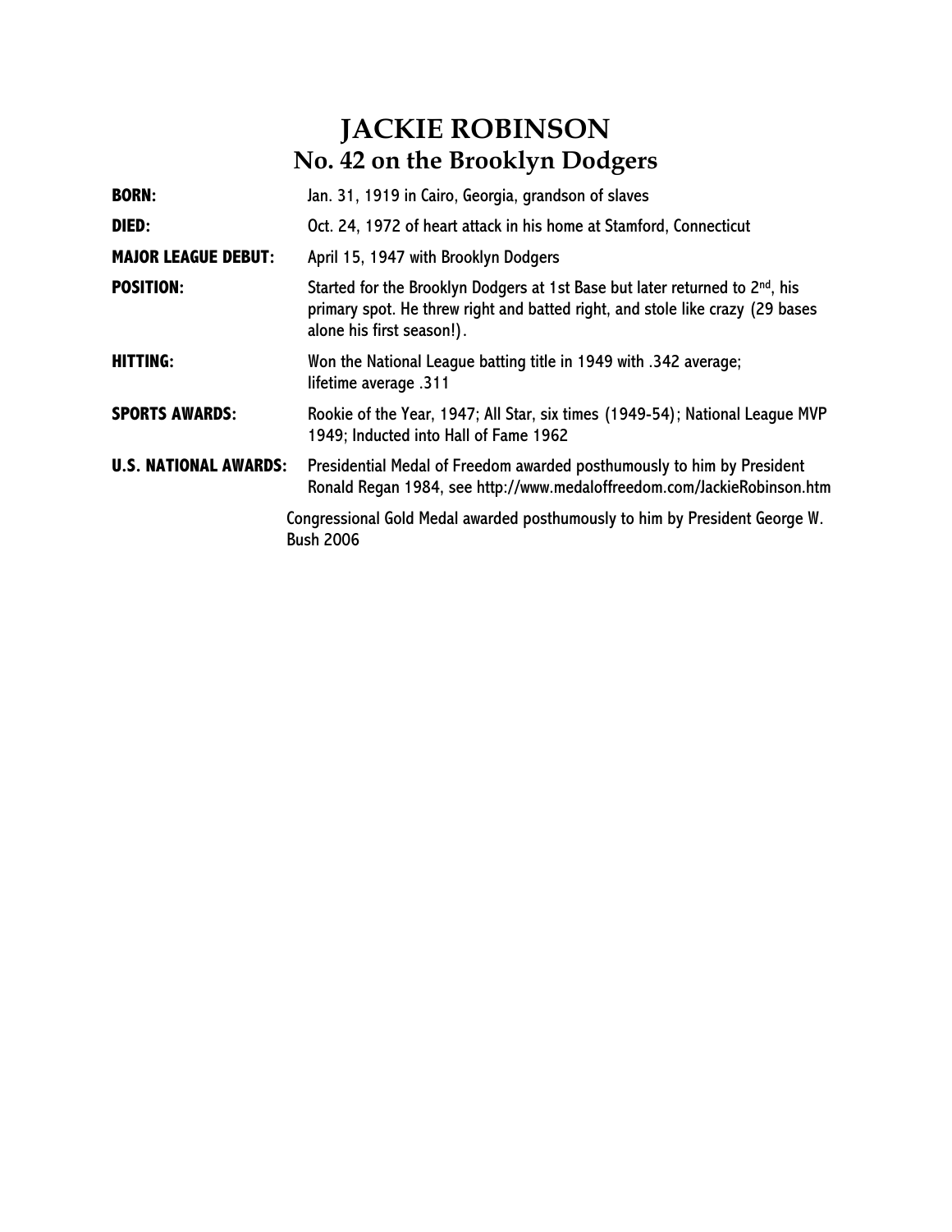# JACKIE ROBINSON

## No. 42 on the Brooklyn Dodgers

| | |
|---|---|
| **BORN:** | Jan. 31, 1919 in Cairo, Georgia, grandson of slaves |
| **DIED:** | Oct. 24, 1972 of heart attack in his home at Stamford, Connecticut |
| **MAJOR LEAGUE DEBUT:** | April 15, 1947 with Brooklyn Dodgers |
| **POSITION:** | Started for the Brooklyn Dodgers at 1st Base but later returned to 2nd, his primary spot. He threw right and batted right, and stole like crazy (29 bases alone his first season!). |
| **HITTING:** | Won the National League batting title in 1949 with .342 average; lifetime average .311 |
| **SPORTS AWARDS:** | Rookie of the Year, 1947; All Star, six times (1949-54); National League MVP 1949; Inducted into Hall of Fame 1962 |
| **U.S. NATIONAL AWARDS:** | Presidential Medal of Freedom awarded posthumously to him by President Ronald Regan 1984, see http://www.medaloffreedom.com/JackieRobinson.htm |
| | Congressional Gold Medal awarded posthumously to him by President George W. Bush 2006 |